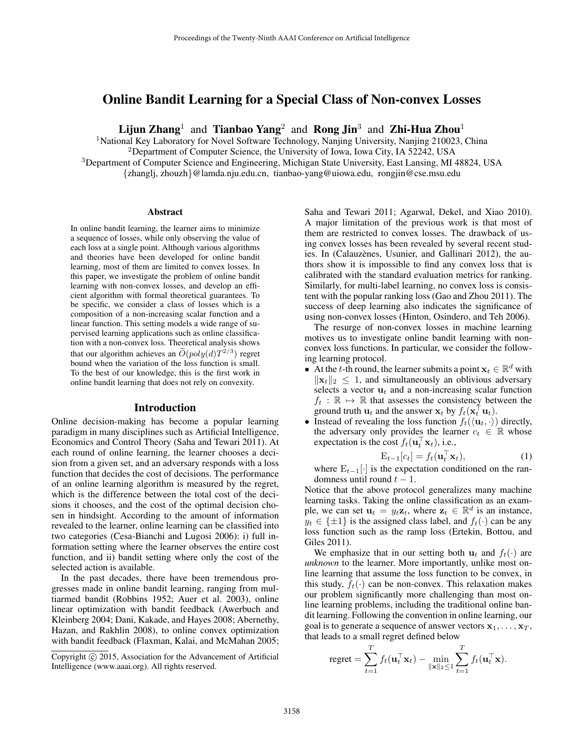# Online Bandit Learning for a Special Class of Non-convex Losses

**Lijun Zhang**[1] and **Tianbao Yang**[2] and **Rong Jin**[3] and **Zhi-Hua Zhou**[1]

[1]National Key Laboratory for Novel Software Technology, Nanjing University, Nanjing 210023, China
[2]Department of Computer Science, the University of Iowa, Iowa City, IA 52242, USA
[3]Department of Computer Science and Engineering, Michigan State University, East Lansing, MI 48824, USA
{zhanglj, zhouzh}@lamda.nju.edu.cn, tianbao-yang@uiowa.edu, rongjin@cse.msu.edu

## Abstract

In online bandit learning, the learner aims to minimize a sequence of losses, while only observing the value of each loss at a single point. Although various algorithms and theories have been developed for online bandit learning, most of them are limited to convex losses. In this paper, we investigate the problem of online bandit learning with non-convex losses, and develop an efficient algorithm with formal theoretical guarantees. To be specific, we consider a class of losses which is a composition of a non-increasing scalar function and a linear function. This setting models a wide range of supervised learning applications such as online classification with a non-convex loss. Theoretical analysis shows that our algorithm achieves an $\widetilde{O}(poly(d)T^{2/3})$ regret bound when the variation of the loss function is small. To the best of our knowledge, this is the first work in online bandit learning that does not rely on convexity.

## Introduction

Online decision-making has become a popular learning paradigm in many disciplines such as Artificial Intelligence, Economics and Control Theory (Saha and Tewari 2011). At each round of online learning, the learner chooses a decision from a given set, and an adversary responds with a loss function that decides the cost of decisions. The performance of an online learning algorithm is measured by the regret, which is the difference between the total cost of the decisions it chooses, and the cost of the optimal decision chosen in hindsight. According to the amount of information revealed to the learner, online learning can be classified into two categories (Cesa-Bianchi and Lugosi 2006): i) full information setting where the learner observes the entire cost function, and ii) bandit setting where only the cost of the selected action is available.

In the past decades, there have been tremendous progresses made in online bandit learning, ranging from multiarmed bandit (Robbins 1952; Auer et al. 2003), online linear optimization with bandit feedback (Awerbuch and Kleinberg 2004; Dani, Kakade, and Hayes 2008; Abernethy, Hazan, and Rakhlin 2008), to online convex optimization with bandit feedback (Flaxman, Kalai, and McMahan 2005; Saha and Tewari 2011; Agarwal, Dekel, and Xiao 2010). A major limitation of the previous work is that most of them are restricted to convex losses. The drawback of using convex losses has been revealed by several recent studies. In (Calauzènes, Usunier, and Gallinari 2012), the authors show it is impossible to find any convex loss that is calibrated with the standard evaluation metrics for ranking. Similarly, for multi-label learning, no convex loss is consistent with the popular ranking loss (Gao and Zhou 2011). The success of deep learning also indicates the significance of using non-convex losses (Hinton, Osindero, and Teh 2006).

The resurge of non-convex losses in machine learning motives us to investigate online bandit learning with non-convex loss functions. In particular, we consider the following learning protocol.

- At the $t$-th round, the learner submits a point $\mathbf{x}_t \in \mathbb{R}^d$ with $\|\mathbf{x}_t\|_2 \leq 1$, and simultaneously an oblivious adversary selects a vector $\mathbf{u}_t$ and a non-increasing scalar function $f_t : \mathbb{R} \mapsto \mathbb{R}$ that assesses the consistency between the ground truth $\mathbf{u}_t$ and the answer $\mathbf{x}_t$ by $f_t(\mathbf{x}_t^\top \mathbf{u}_t)$.
- Instead of revealing the loss function $f_t(\langle \mathbf{u}_t, \cdot \rangle)$ directly, the adversary only provides the learner $c_t \in \mathbb{R}$ whose expectation is the cost $f_t(\mathbf{u}_t^\top \mathbf{x}_t)$, i.e.,

$$\mathrm{E}_{t-1}[c_t] = f_t(\mathbf{u}_t^\top \mathbf{x}_t), \tag{1}$$

where $\mathrm{E}_{t-1}[\cdot]$ is the expectation conditioned on the randomness until round $t-1$.

Notice that the above protocol generalizes many machine learning tasks. Taking the online classification as an example, we can set $\mathbf{u}_t = y_t \mathbf{z}_t$, where $\mathbf{z}_t \in \mathbb{R}^d$ is an instance, $y_t \in \{\pm 1\}$ is the assigned class label, and $f_t(\cdot)$ can be any loss function such as the ramp loss (Ertekin, Bottou, and Giles 2011).

We emphasize that in our setting both $\mathbf{u}_t$ and $f_t(\cdot)$ are *unknown* to the learner. More importantly, unlike most online learning that assume the loss function to be convex, in this study, $f_t(\cdot)$ can be non-convex. This relaxation makes our problem significantly more challenging than most online learning problems, including the traditional online bandit learning. Following the convention in online learning, our goal is to generate a sequence of answer vectors $\mathbf{x}_1, \ldots, \mathbf{x}_T$, that leads to a small regret defined below

$$\text{regret} = \sum_{t=1}^{T} f_t(\mathbf{u}_t^\top \mathbf{x}_t) - \min_{\|\mathbf{x}\|_2 \leq 1} \sum_{t=1}^{T} f_t(\mathbf{u}_t^\top \mathbf{x}).$$

Copyright © 2015, Association for the Advancement of Artificial Intelligence (www.aaai.org). All rights reserved.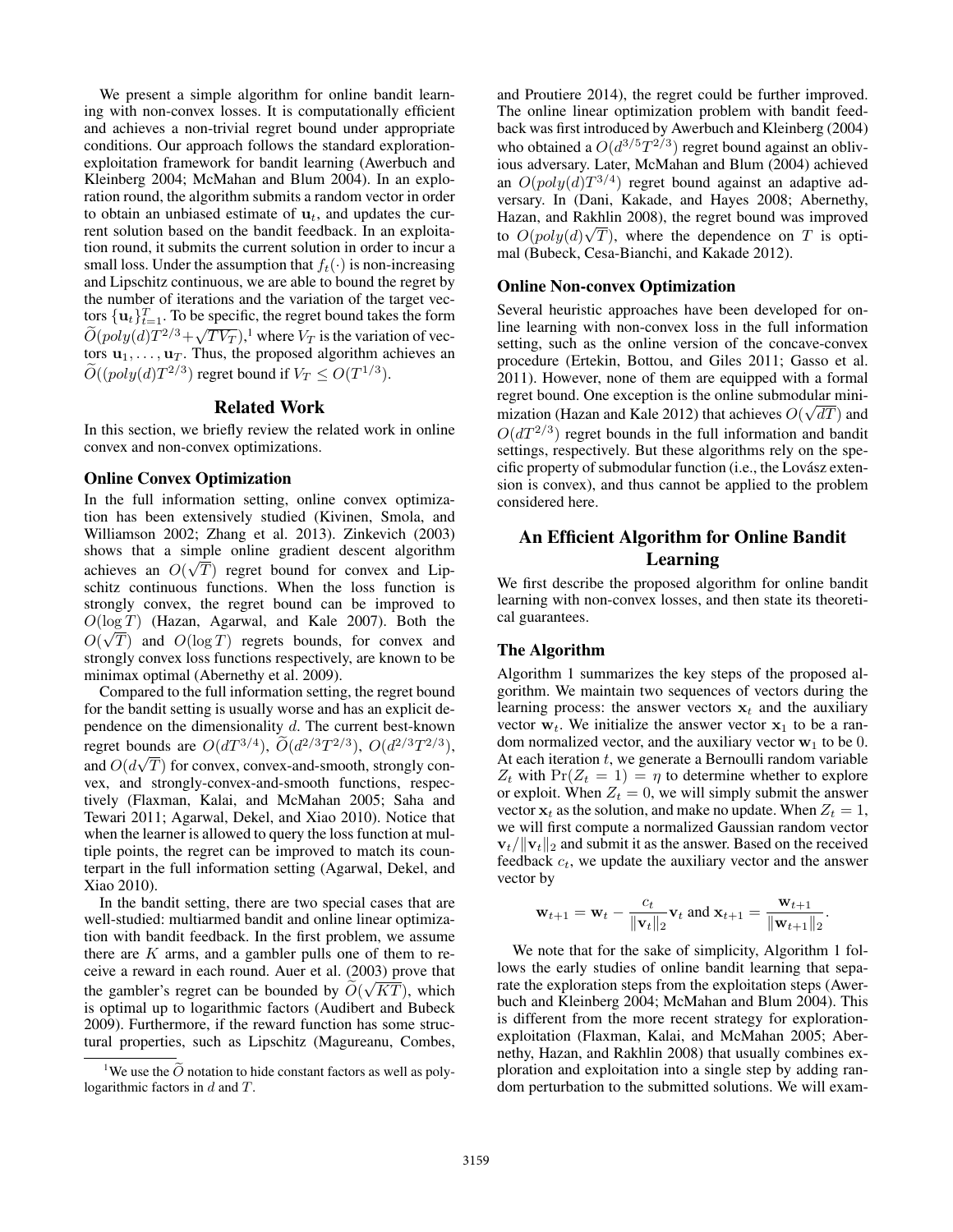We present a simple algorithm for online bandit learning with non-convex losses. It is computationally efficient and achieves a non-trivial regret bound under appropriate conditions. Our approach follows the standard exploration-exploitation framework for bandit learning (Awerbuch and Kleinberg 2004; McMahan and Blum 2004). In an exploration round, the algorithm submits a random vector in order to obtain an unbiased estimate of $\mathbf{u}_t$, and updates the current solution based on the bandit feedback. In an exploitation round, it submits the current solution in order to incur a small loss. Under the assumption that $f_t(\cdot)$ is non-increasing and Lipschitz continuous, we are able to bound the regret by the number of iterations and the variation of the target vectors $\{\mathbf{u}_t\}_{t=1}^T$. To be specific, the regret bound takes the form $\widetilde{O}(poly(d)T^{2/3}+\sqrt{TV_T})$,[1] where $V_T$ is the variation of vectors $\mathbf{u}_1, \ldots, \mathbf{u}_T$. Thus, the proposed algorithm achieves an $\widetilde{O}((poly(d)T^{2/3})$ regret bound if $V_T \leq O(T^{1/3})$.

## Related Work

In this section, we briefly review the related work in online convex and non-convex optimizations.

### Online Convex Optimization

In the full information setting, online convex optimization has been extensively studied (Kivinen, Smola, and Williamson 2002; Zhang et al. 2013). Zinkevich (2003) shows that a simple online gradient descent algorithm achieves an $O(\sqrt{T})$ regret bound for convex and Lipschitz continuous functions. When the loss function is strongly convex, the regret bound can be improved to $O(\log T)$ (Hazan, Agarwal, and Kale 2007). Both the $O(\sqrt{T})$ and $O(\log T)$ regrets bounds, for convex and strongly convex loss functions respectively, are known to be minimax optimal (Abernethy et al. 2009).

Compared to the full information setting, the regret bound for the bandit setting is usually worse and has an explicit dependence on the dimensionality $d$. The current best-known regret bounds are $O(dT^{3/4})$, $\widetilde{O}(d^{2/3}T^{2/3})$, $O(d^{2/3}T^{2/3})$, and $O(d\sqrt{T})$ for convex, convex-and-smooth, strongly convex, and strongly-convex-and-smooth functions, respectively (Flaxman, Kalai, and McMahan 2005; Saha and Tewari 2011; Agarwal, Dekel, and Xiao 2010). Notice that when the learner is allowed to query the loss function at multiple points, the regret can be improved to match its counterpart in the full information setting (Agarwal, Dekel, and Xiao 2010).

In the bandit setting, there are two special cases that are well-studied: multiarmed bandit and online linear optimization with bandit feedback. In the first problem, we assume there are $K$ arms, and a gambler pulls one of them to receive a reward in each round. Auer et al. (2003) prove that the gambler's regret can be bounded by $\widetilde{O}(\sqrt{KT})$, which is optimal up to logarithmic factors (Audibert and Bubeck 2009). Furthermore, if the reward function has some structural properties, such as Lipschitz (Magureanu, Combes, and Proutiere 2014), the regret could be further improved. The online linear optimization problem with bandit feedback was first introduced by Awerbuch and Kleinberg (2004) who obtained a $O(d^{3/5}T^{2/3})$ regret bound against an oblivious adversary. Later, McMahan and Blum (2004) achieved an $O(poly(d)T^{3/4})$ regret bound against an adaptive adversary. In (Dani, Kakade, and Hayes 2008; Abernethy, Hazan, and Rakhlin 2008), the regret bound was improved to $O(poly(d)\sqrt{T})$, where the dependence on $T$ is optimal (Bubeck, Cesa-Bianchi, and Kakade 2012).

### Online Non-convex Optimization

Several heuristic approaches have been developed for online learning with non-convex loss in the full information setting, such as the online version of the concave-convex procedure (Ertekin, Bottou, and Giles 2011; Gasso et al. 2011). However, none of them are equipped with a formal regret bound. One exception is the online submodular minimization (Hazan and Kale 2012) that achieves $O(\sqrt{dT})$ and $O(dT^{2/3})$ regret bounds in the full information and bandit settings, respectively. But these algorithms rely on the specific property of submodular function (i.e., the Lovász extension is convex), and thus cannot be applied to the problem considered here.

## An Efficient Algorithm for Online Bandit Learning

We first describe the proposed algorithm for online bandit learning with non-convex losses, and then state its theoretical guarantees.

### The Algorithm

Algorithm 1 summarizes the key steps of the proposed algorithm. We maintain two sequences of vectors during the learning process: the answer vectors $\mathbf{x}_t$ and the auxiliary vector $\mathbf{w}_t$. We initialize the answer vector $\mathbf{x}_1$ to be a random normalized vector, and the auxiliary vector $\mathbf{w}_1$ to be 0. At each iteration $t$, we generate a Bernoulli random variable $Z_t$ with $\Pr(Z_t = 1) = \eta$ to determine whether to explore or exploit. When $Z_t = 0$, we will simply submit the answer vector $\mathbf{x}_t$ as the solution, and make no update. When $Z_t = 1$, we will first compute a normalized Gaussian random vector $\mathbf{v}_t/\|\mathbf{v}_t\|_2$ and submit it as the answer. Based on the received feedback $c_t$, we update the auxiliary vector and the answer vector by

$$\mathbf{w}_{t+1} = \mathbf{w}_t - \frac{c_t}{\|\mathbf{v}_t\|_2}\mathbf{v}_t \text{ and } \mathbf{x}_{t+1} = \frac{\mathbf{w}_{t+1}}{\|\mathbf{w}_{t+1}\|_2}.$$

We note that for the sake of simplicity, Algorithm 1 follows the early studies of online bandit learning that separate the exploration steps from the exploitation steps (Awerbuch and Kleinberg 2004; McMahan and Blum 2004). This is different from the more recent strategy for exploration-exploitation (Flaxman, Kalai, and McMahan 2005; Abernethy, Hazan, and Rakhlin 2008) that usually combines exploration and exploitation into a single step by adding random perturbation to the submitted solutions. We will exam-

[1] We use the $\widetilde{O}$ notation to hide constant factors as well as poly-logarithmic factors in $d$ and $T$.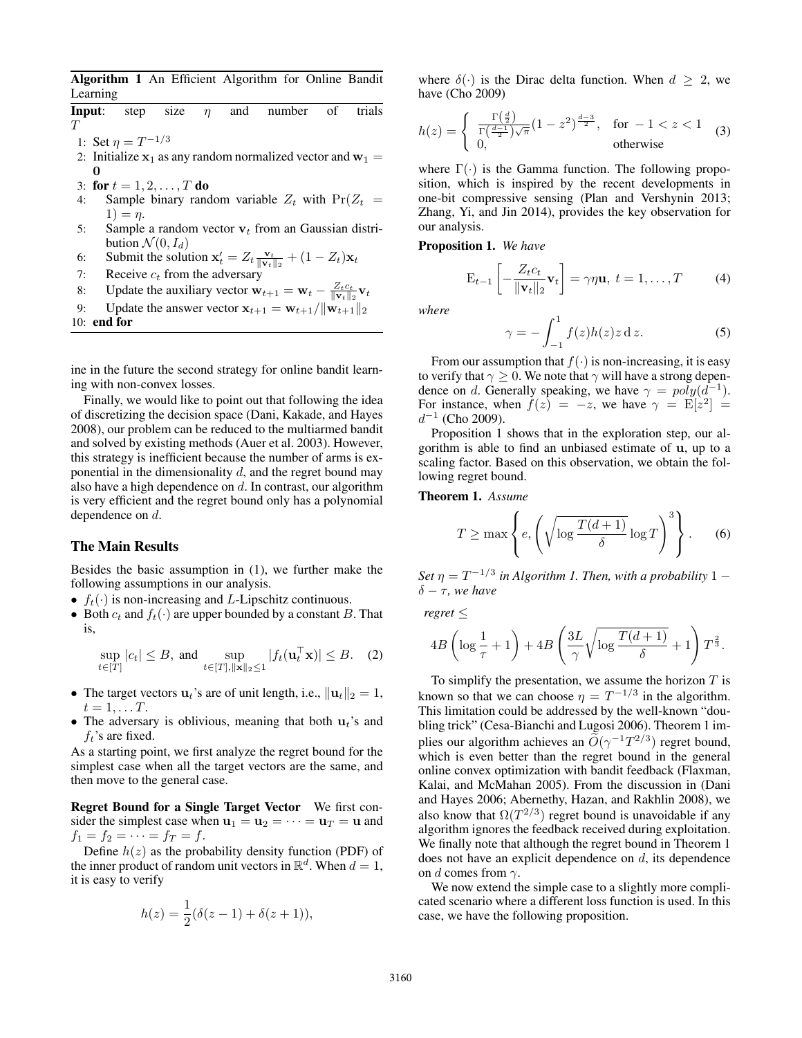**Algorithm 1** An Efficient Algorithm for Online Bandit Learning

**Input**: step size $\eta$ and number of trials $T$

1: Set $\eta = T^{-1/3}$
2: Initialize $\mathbf{x}_1$ as any random normalized vector and $\mathbf{w}_1 = \mathbf{0}$
3: **for** $t = 1, 2, \ldots, T$ **do**
4: Sample binary random variable $Z_t$ with $\Pr(Z_t = 1) = \eta$.
5: Sample a random vector $\mathbf{v}_t$ from an Gaussian distribution $\mathcal{N}(0, I_d)$
6: Submit the solution $\mathbf{x}_t' = Z_t \frac{\mathbf{v}_t}{\|\mathbf{v}_t\|_2} + (1 - Z_t)\mathbf{x}_t$
7: Receive $c_t$ from the adversary
8: Update the auxiliary vector $\mathbf{w}_{t+1} = \mathbf{w}_t - \frac{Z_t c_t}{\|\mathbf{v}_t\|_2}\mathbf{v}_t$
9: Update the answer vector $\mathbf{x}_{t+1} = \mathbf{w}_{t+1}/\|\mathbf{w}_{t+1}\|_2$
10: **end for**

ine in the future the second strategy for online bandit learning with non-convex losses.

Finally, we would like to point out that following the idea of discretizing the decision space (Dani, Kakade, and Hayes 2008), our problem can be reduced to the multiarmed bandit and solved by existing methods (Auer et al. 2003). However, this strategy is inefficient because the number of arms is exponential in the dimensionality $d$, and the regret bound may also have a high dependence on $d$. In contrast, our algorithm is very efficient and the regret bound only has a polynomial dependence on $d$.

## The Main Results

Besides the basic assumption in (1), we further make the following assumptions in our analysis.

- $f_t(\cdot)$ is non-increasing and $L$-Lipschitz continuous.
- Both $c_t$ and $f_t(\cdot)$ are upper bounded by a constant $B$. That is,
$$\sup_{t\in[T]} |c_t| \leq B, \text{ and } \sup_{t\in[T], \|\mathbf{x}\|_2\leq 1} |f_t(\mathbf{u}_t^\top \mathbf{x})| \leq B. \quad (2)$$
- The target vectors $\mathbf{u}_t$'s are of unit length, i.e., $\|\mathbf{u}_t\|_2 = 1$, $t = 1, \ldots T$.
- The adversary is oblivious, meaning that both $\mathbf{u}_t$'s and $f_t$'s are fixed.

As a starting point, we first analyze the regret bound for the simplest case when all the target vectors are the same, and then move to the general case.

**Regret Bound for a Single Target Vector** We first consider the simplest case when $\mathbf{u}_1 = \mathbf{u}_2 = \cdots = \mathbf{u}_T = \mathbf{u}$ and $f_1 = f_2 = \cdots = f_T = f$.

Define $h(z)$ as the probability density function (PDF) of the inner product of random unit vectors in $\mathbb{R}^d$. When $d = 1$, it is easy to verify

$$h(z) = \frac{1}{2}(\delta(z-1) + \delta(z+1)),$$

where $\delta(\cdot)$ is the Dirac delta function. When $d \geq 2$, we have (Cho 2009)

$$h(z) = \begin{cases} \frac{\Gamma\left(\frac{d}{2}\right)}{\Gamma\left(\frac{d-1}{2}\right)\sqrt{\pi}}(1-z^2)^{\frac{d-3}{2}}, & \text{for } -1 < z < 1 \\ 0, & \text{otherwise} \end{cases} \quad (3)$$

where $\Gamma(\cdot)$ is the Gamma function. The following proposition, which is inspired by the recent developments in one-bit compressive sensing (Plan and Vershynin 2013; Zhang, Yi, and Jin 2014), provides the key observation for our analysis.

**Proposition 1.** *We have*

$$\mathrm{E}_{t-1}\left[-\frac{Z_t c_t}{\|\mathbf{v}_t\|_2}\mathbf{v}_t\right] = \gamma\eta\mathbf{u}, \ t = 1, \ldots, T \quad (4)$$

*where*

$$\gamma = -\int_{-1}^{1} f(z)h(z)z \, \mathrm{d}\, z. \quad (5)$$

From our assumption that $f(\cdot)$ is non-increasing, it is easy to verify that $\gamma \geq 0$. We note that $\gamma$ will have a strong dependence on $d$. Generally speaking, we have $\gamma = poly(d^{-1})$. For instance, when $f(z) = -z$, we have $\gamma = \mathrm{E}[z^2] = d^{-1}$ (Cho 2009).

Proposition 1 shows that in the exploration step, our algorithm is able to find an unbiased estimate of $\mathbf{u}$, up to a scaling factor. Based on this observation, we obtain the following regret bound.

**Theorem 1.** *Assume*

$$T \geq \max\left\{e, \left(\sqrt{\log\frac{T(d+1)}{\delta}}\log T\right)^3\right\}. \quad (6)$$

*Set $\eta = T^{-1/3}$ in Algorithm 1. Then, with a probability $1 - \delta - \tau$, we have*

*regret* $\leq$

$$4B\left(\log\frac{1}{\tau} + 1\right) + 4B\left(\frac{3L}{\gamma}\sqrt{\log\frac{T(d+1)}{\delta}} + 1\right)T^{\frac{2}{3}}.$$

To simplify the presentation, we assume the horizon $T$ is known so that we can choose $\eta = T^{-1/3}$ in the algorithm. This limitation could be addressed by the well-known "doubling trick" (Cesa-Bianchi and Lugosi 2006). Theorem 1 implies our algorithm achieves an $\widetilde{O}(\gamma^{-1}T^{2/3})$ regret bound, which is even better than the regret bound in the general online convex optimization with bandit feedback (Flaxman, Kalai, and McMahan 2005). From the discussion in (Dani and Hayes 2006; Abernethy, Hazan, and Rakhlin 2008), we also know that $\Omega(T^{2/3})$ regret bound is unavoidable if any algorithm ignores the feedback received during exploitation. We finally note that although the regret bound in Theorem 1 does not have an explicit dependence on $d$, its dependence on $d$ comes from $\gamma$.

We now extend the simple case to a slightly more complicated scenario where a different loss function is used. In this case, we have the following proposition.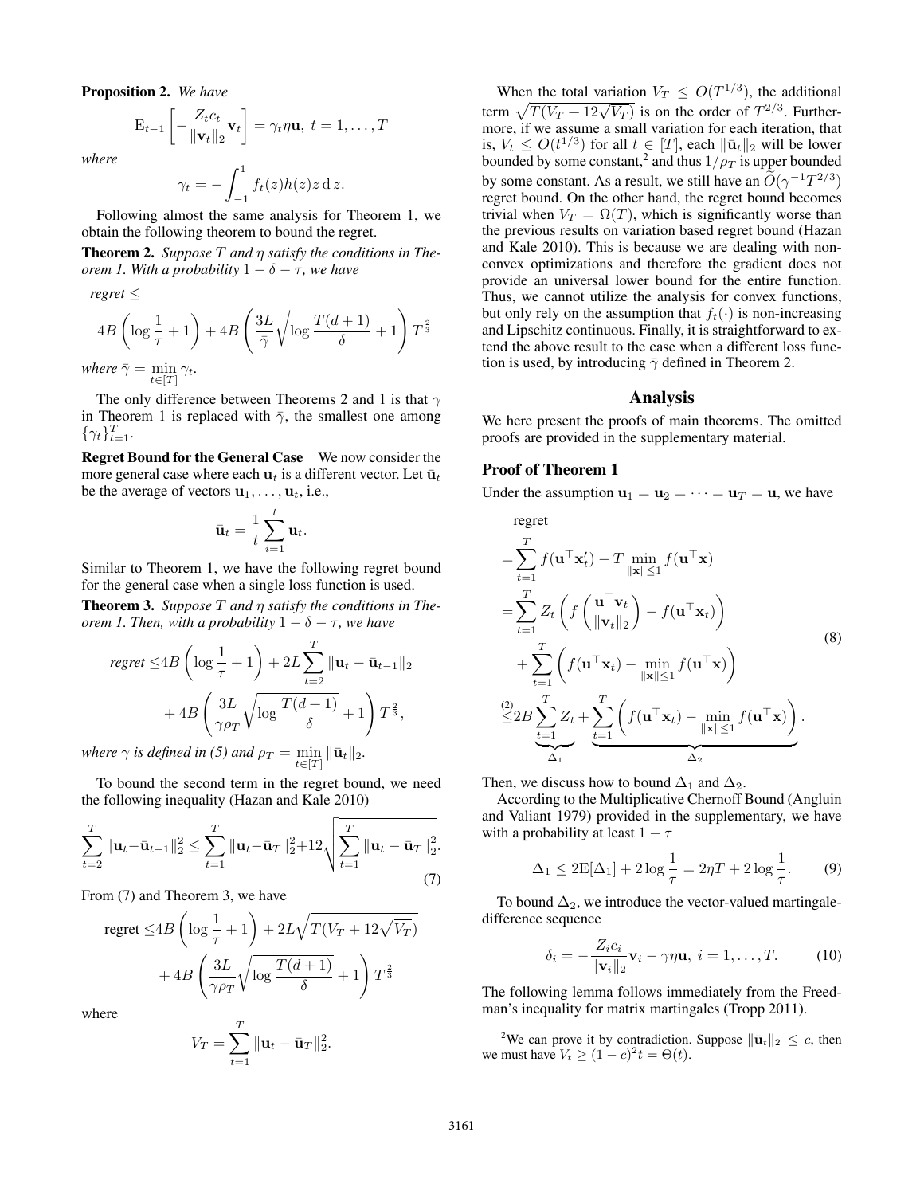**Proposition 2.** *We have*

$$\mathrm{E}_{t-1}\left[-\frac{Z_t c_t}{\|\mathbf{v}_t\|_2}\mathbf{v}_t\right] = \gamma_t \eta \mathbf{u},\ t = 1, \ldots, T$$

*where*

$$\gamma_t = -\int_{-1}^{1} f_t(z) h(z) z \,\mathrm{d}\, z.$$

Following almost the same analysis for Theorem 1, we obtain the following theorem to bound the regret.

**Theorem 2.** *Suppose $T$ and $\eta$ satisfy the conditions in Theorem 1. With a probability $1 - \delta - \tau$, we have*

$$\textit{regret} \leq 4B\left(\log\frac{1}{\tau} + 1\right) + 4B\left(\frac{3L}{\bar{\gamma}}\sqrt{\log\frac{T(d+1)}{\delta}} + 1\right)T^{\frac{2}{3}}$$

*where $\bar{\gamma} = \min_{t\in[T]} \gamma_t$.*

The only difference between Theorems 2 and 1 is that $\gamma$ in Theorem 1 is replaced with $\bar{\gamma}$, the smallest one among $\{\gamma_t\}_{t=1}^T$.

**Regret Bound for the General Case** We now consider the more general case where each $\mathbf{u}_t$ is a different vector. Let $\bar{\mathbf{u}}_t$ be the average of vectors $\mathbf{u}_1, \ldots, \mathbf{u}_t$, i.e.,

$$\bar{\mathbf{u}}_t = \frac{1}{t}\sum_{i=1}^{t} \mathbf{u}_t.$$

Similar to Theorem 1, we have the following regret bound for the general case when a single loss function is used.

**Theorem 3.** *Suppose $T$ and $\eta$ satisfy the conditions in Theorem 1. Then, with a probability $1 - \delta - \tau$, we have*

$$\begin{aligned}\textit{regret} \leq & 4B\left(\log\frac{1}{\tau} + 1\right) + 2L\sum_{t=2}^{T}\|\mathbf{u}_t - \bar{\mathbf{u}}_{t-1}\|_2 \\ & + 4B\left(\frac{3L}{\gamma\rho_T}\sqrt{\log\frac{T(d+1)}{\delta}} + 1\right)T^{\frac{2}{3}},\end{aligned}$$

*where $\gamma$ is defined in (5) and $\rho_T = \min_{t\in[T]} \|\bar{\mathbf{u}}_t\|_2$.*

To bound the second term in the regret bound, we need the following inequality (Hazan and Kale 2010)

$$\sum_{t=2}^{T}\|\mathbf{u}_t - \bar{\mathbf{u}}_{t-1}\|_2^2 \leq \sum_{t=1}^{T}\|\mathbf{u}_t - \bar{\mathbf{u}}_T\|_2^2 + 12\sqrt{\sum_{t=1}^{T}\|\mathbf{u}_t - \bar{\mathbf{u}}_T\|_2^2}. \quad (7)$$

From (7) and Theorem 3, we have

$$\begin{aligned}\text{regret} \leq & 4B\left(\log\frac{1}{\tau} + 1\right) + 2L\sqrt{T(V_T + 12\sqrt{V_T})} \\ & + 4B\left(\frac{3L}{\gamma\rho_T}\sqrt{\log\frac{T(d+1)}{\delta}} + 1\right)T^{\frac{2}{3}}\end{aligned}$$

where

$$V_T = \sum_{t=1}^{T}\|\mathbf{u}_t - \bar{\mathbf{u}}_T\|_2^2.$$

When the total variation $V_T \leq O(T^{1/3})$, the additional term $\sqrt{T(V_T + 12\sqrt{V_T})}$ is on the order of $T^{2/3}$. Furthermore, if we assume a small variation for each iteration, that is, $V_t \leq O(t^{1/3})$ for all $t \in [T]$, each $\|\bar{\mathbf{u}}_t\|_2$ will be lower bounded by some constant,[2] and thus $1/\rho_T$ is upper bounded by some constant. As a result, we still have an $\widetilde{O}(\gamma^{-1}T^{2/3})$ regret bound. On the other hand, the regret bound becomes trivial when $V_T = \Omega(T)$, which is significantly worse than the previous results on variation based regret bound (Hazan and Kale 2010). This is because we are dealing with non-convex optimizations and therefore the gradient does not provide an universal lower bound for the entire function. Thus, we cannot utilize the analysis for convex functions, but only rely on the assumption that $f_t(\cdot)$ is non-increasing and Lipschitz continuous. Finally, it is straightforward to extend the above result to the case when a different loss function is used, by introducing $\bar{\gamma}$ defined in Theorem 2.

## Analysis

We here present the proofs of main theorems. The omitted proofs are provided in the supplementary material.

### Proof of Theorem 1

Under the assumption $\mathbf{u}_1 = \mathbf{u}_2 = \cdots = \mathbf{u}_T = \mathbf{u}$, we have

$$\begin{aligned}&\text{regret} \\ =& \sum_{t=1}^{T} f(\mathbf{u}^\top \mathbf{x}_t') - T\min_{\|\mathbf{x}\|\leq 1} f(\mathbf{u}^\top \mathbf{x}) \\ =& \sum_{t=1}^{T} Z_t\left(f\left(\frac{\mathbf{u}^\top \mathbf{v}_t}{\|\mathbf{v}_t\|_2}\right) - f(\mathbf{u}^\top \mathbf{x}_t)\right) \\ & + \sum_{t=1}^{T}\left(f(\mathbf{u}^\top \mathbf{x}_t) - \min_{\|\mathbf{x}\|\leq 1} f(\mathbf{u}^\top \mathbf{x})\right) \\ \overset{(2)}{\leq}& 2B\underbrace{\sum_{t=1}^{T} Z_t}_{\Delta_1} + \underbrace{\sum_{t=1}^{T}\left(f(\mathbf{u}^\top \mathbf{x}_t) - \min_{\|\mathbf{x}\|\leq 1} f(\mathbf{u}^\top \mathbf{x})\right)}_{\Delta_2}.\end{aligned} \quad (8)$$

Then, we discuss how to bound $\Delta_1$ and $\Delta_2$.

According to the Multiplicative Chernoff Bound (Angluin and Valiant 1979) provided in the supplementary, we have with a probability at least $1 - \tau$

$$\Delta_1 \leq 2\mathrm{E}[\Delta_1] + 2\log\frac{1}{\tau} = 2\eta T + 2\log\frac{1}{\tau}. \quad (9)$$

To bound $\Delta_2$, we introduce the vector-valued martingale-difference sequence

$$\delta_i = -\frac{Z_i c_i}{\|\mathbf{v}_i\|_2}\mathbf{v}_i - \gamma\eta\mathbf{u},\ i = 1, \ldots, T. \quad (10)$$

The following lemma follows immediately from the Freedman's inequality for matrix martingales (Tropp 2011).

[2] We can prove it by contradiction. Suppose $\|\bar{\mathbf{u}}_t\|_2 \leq c$, then we must have $V_t \geq (1-c)^2 t = \Theta(t)$.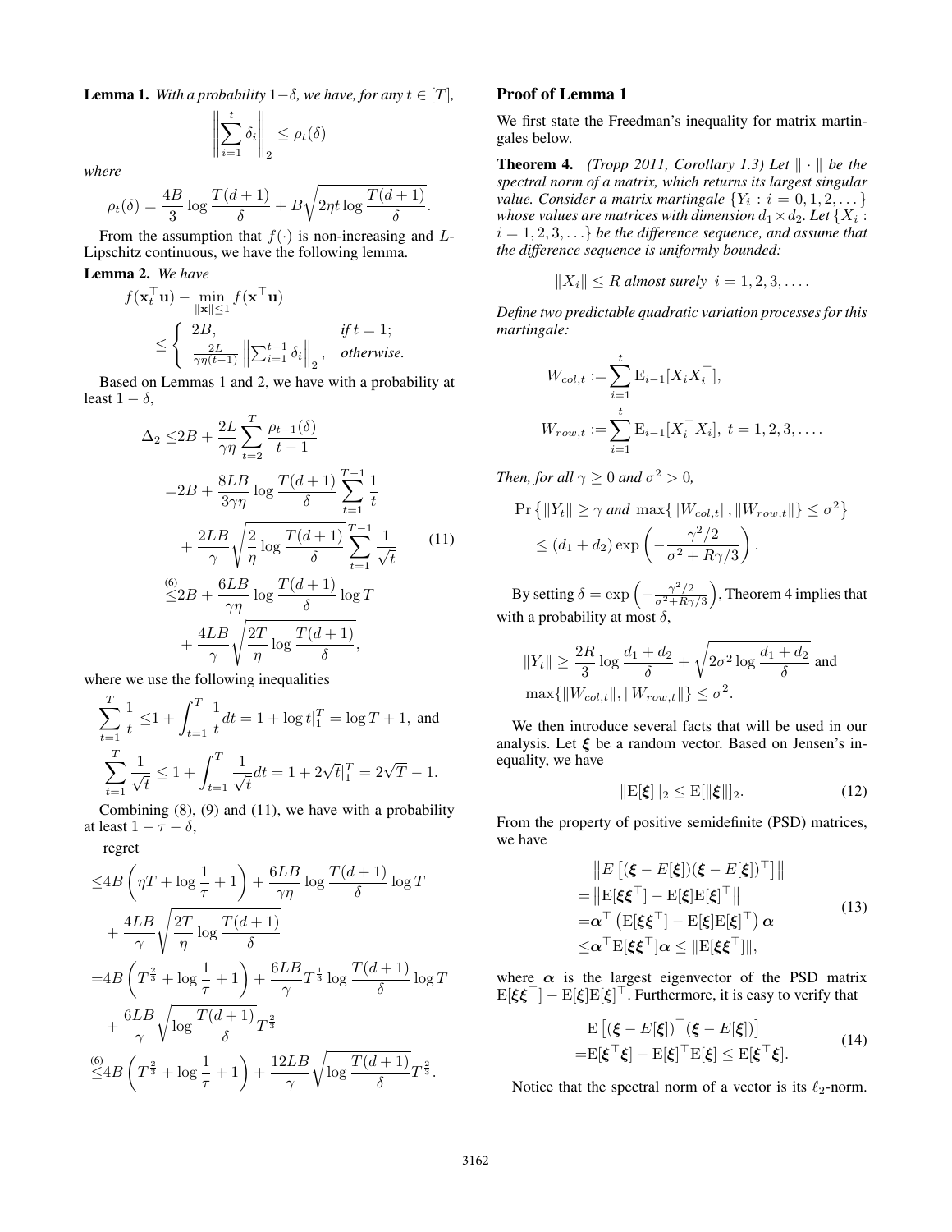**Lemma 1.** *With a probability $1-\delta$, we have, for any $t \in [T]$,*

$$\left\| \sum_{i=1}^{t} \delta_i \right\|_2 \leq \rho_t(\delta)$$

*where*

$$\rho_t(\delta) = \frac{4B}{3} \log \frac{T(d+1)}{\delta} + B\sqrt{2\eta t \log \frac{T(d+1)}{\delta}}.$$

From the assumption that $f(\cdot)$ is non-increasing and $L$-Lipschitz continuous, we have the following lemma.

**Lemma 2.** *We have*

$$\begin{aligned} & f(\mathbf{x}_t^\top \mathbf{u}) - \min_{\|\mathbf{x}\| \leq 1} f(\mathbf{x}^\top \mathbf{u}) \\ & \leq \begin{cases} 2B, & \text{if } t = 1; \\ \frac{2L}{\gamma\eta(t-1)} \left\| \sum_{i=1}^{t-1} \delta_i \right\|_2, & \text{otherwise.} \end{cases} \end{aligned}$$

Based on Lemmas 1 and 2, we have with a probability at least $1-\delta$,

$$\begin{aligned} \Delta_2 \leq & 2B + \frac{2L}{\gamma\eta} \sum_{t=2}^{T} \frac{\rho_{t-1}(\delta)}{t-1} \\ = & 2B + \frac{8LB}{3\gamma\eta} \log \frac{T(d+1)}{\delta} \sum_{t=1}^{T-1} \frac{1}{t} \\ & + \frac{2LB}{\gamma} \sqrt{\frac{2}{\eta} \log \frac{T(d+1)}{\delta}} \sum_{t=1}^{T-1} \frac{1}{\sqrt{t}} \\ \overset{(6)}{\leq} & 2B + \frac{6LB}{\gamma\eta} \log \frac{T(d+1)}{\delta} \log T \\ & + \frac{4LB}{\gamma} \sqrt{\frac{2T}{\eta} \log \frac{T(d+1)}{\delta}}, \end{aligned} \tag{11}$$

where we use the following inequalities

$$\begin{aligned} \sum_{t=1}^{T} \frac{1}{t} \leq & 1 + \int_{t=1}^{T} \frac{1}{t} dt = 1 + \log t|_1^T = \log T + 1, \text{ and} \\ \sum_{t=1}^{T} \frac{1}{\sqrt{t}} \leq & 1 + \int_{t=1}^{T} \frac{1}{\sqrt{t}} dt = 1 + 2\sqrt{t}|_1^T = 2\sqrt{T} - 1. \end{aligned}$$

Combining (8), (9) and (11), we have with a probability at least $1-\tau-\delta$,

regret

$$\begin{aligned} \leq & 4B\left(\eta T + \log\frac{1}{\tau} + 1\right) + \frac{6LB}{\gamma\eta} \log \frac{T(d+1)}{\delta} \log T \\ & + \frac{4LB}{\gamma} \sqrt{\frac{2T}{\eta} \log \frac{T(d+1)}{\delta}} \\ = & 4B\left(T^{\frac{2}{3}} + \log\frac{1}{\tau} + 1\right) + \frac{6LB}{\gamma} T^{\frac{1}{3}} \log \frac{T(d+1)}{\delta} \log T \\ & + \frac{6LB}{\gamma} \sqrt{\log \frac{T(d+1)}{\delta}} T^{\frac{2}{3}} \\ \overset{(6)}{\leq} & 4B\left(T^{\frac{2}{3}} + \log\frac{1}{\tau} + 1\right) + \frac{12LB}{\gamma} \sqrt{\log \frac{T(d+1)}{\delta}} T^{\frac{2}{3}}. \end{aligned}$$

## Proof of Lemma 1

We first state the Freedman's inequality for matrix martingales below.

**Theorem 4.** *(Tropp 2011, Corollary 1.3) Let $\|\cdot\|$ be the spectral norm of a matrix, which returns its largest singular value. Consider a matrix martingale $\{Y_i : i = 0, 1, 2, \dots\}$ whose values are matrices with dimension $d_1 \times d_2$. Let $\{X_i : i = 1, 2, 3, \dots\}$ be the difference sequence, and assume that the difference sequence is uniformly bounded:*

$$\|X_i\| \leq R \text{ almost surely } i = 1, 2, 3, \dots.$$

*Define two predictable quadratic variation processes for this martingale:*

$$\begin{aligned} W_{col,t} &:= \sum_{i=1}^{t} \mathrm{E}_{i-1}[X_i X_i^\top], \\ W_{row,t} &:= \sum_{i=1}^{t} \mathrm{E}_{i-1}[X_i^\top X_i], \ t = 1, 2, 3, \dots. \end{aligned}$$

*Then, for all $\gamma \geq 0$ and $\sigma^2 > 0$,*

$$\begin{aligned} & \Pr\left\{\|Y_t\| \geq \gamma \text{ and } \max\{\|W_{col,t}\|, \|W_{row,t}\|\} \leq \sigma^2\right\} \\ & \leq (d_1 + d_2) \exp\left(-\frac{\gamma^2/2}{\sigma^2 + R\gamma/3}\right). \end{aligned}$$

By setting $\delta = \exp\left(-\frac{\gamma^2/2}{\sigma^2 + R\gamma/3}\right)$, Theorem 4 implies that with a probability at most $\delta$,

$$\begin{aligned} & \|Y_t\| \geq \frac{2R}{3} \log \frac{d_1+d_2}{\delta} + \sqrt{2\sigma^2 \log \frac{d_1+d_2}{\delta}} \text{ and} \\ & \max\{\|W_{col,t}\|, \|W_{row,t}\|\} \leq \sigma^2. \end{aligned}$$

We then introduce several facts that will be used in our analysis. Let $\boldsymbol{\xi}$ be a random vector. Based on Jensen's inequality, we have

$$\|\mathrm{E}[\boldsymbol{\xi}]\|_2 \leq \mathrm{E}[\|\boldsymbol{\xi}\|]_2. \tag{12}$$

From the property of positive semidefinite (PSD) matrices, we have

$$\begin{aligned} & \left\| E\left[(\boldsymbol{\xi} - E[\boldsymbol{\xi}])(\boldsymbol{\xi} - E[\boldsymbol{\xi}])^\top\right] \right\| \\ = & \left\| \mathrm{E}[\boldsymbol{\xi}\boldsymbol{\xi}^\top] - \mathrm{E}[\boldsymbol{\xi}]\mathrm{E}[\boldsymbol{\xi}]^\top \right\| \\ = & \boldsymbol{\alpha}^\top \left(\mathrm{E}[\boldsymbol{\xi}\boldsymbol{\xi}^\top] - \mathrm{E}[\boldsymbol{\xi}]\mathrm{E}[\boldsymbol{\xi}]^\top\right) \boldsymbol{\alpha} \\ \leq & \boldsymbol{\alpha}^\top \mathrm{E}[\boldsymbol{\xi}\boldsymbol{\xi}^\top] \boldsymbol{\alpha} \leq \|\mathrm{E}[\boldsymbol{\xi}\boldsymbol{\xi}^\top]\|, \end{aligned} \tag{13}$$

where $\boldsymbol{\alpha}$ is the largest eigenvector of the PSD matrix $\mathrm{E}[\boldsymbol{\xi}\boldsymbol{\xi}^\top] - \mathrm{E}[\boldsymbol{\xi}]\mathrm{E}[\boldsymbol{\xi}]^\top$. Furthermore, it is easy to verify that

$$\begin{aligned} & \mathrm{E}\left[(\boldsymbol{\xi} - E[\boldsymbol{\xi}])^\top (\boldsymbol{\xi} - E[\boldsymbol{\xi}])\right] \\ = & \mathrm{E}[\boldsymbol{\xi}^\top \boldsymbol{\xi}] - \mathrm{E}[\boldsymbol{\xi}]^\top \mathrm{E}[\boldsymbol{\xi}] \leq \mathrm{E}[\boldsymbol{\xi}^\top \boldsymbol{\xi}]. \end{aligned} \tag{14}$$

Notice that the spectral norm of a vector is its $\ell_2$-norm.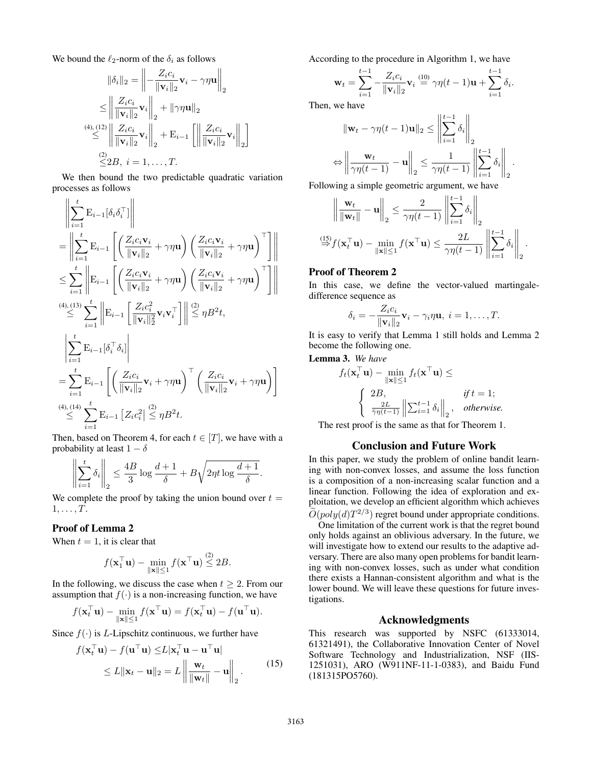We bound the $\ell_2$-norm of the $\delta_i$ as follows

$$
\begin{aligned}
\|\delta_i\|_2 &= \left\| -\frac{Z_i c_i}{\|\mathbf{v}_i\|_2}\mathbf{v}_i - \gamma\eta\mathbf{u} \right\|_2 \\
&\leq \left\| \frac{Z_i c_i}{\|\mathbf{v}_i\|_2}\mathbf{v}_i \right\|_2 + \|\gamma\eta\mathbf{u}\|_2 \\
&\overset{(4),(12)}{\leq} \left\| \frac{Z_i c_i}{\|\mathbf{v}_i\|_2}\mathbf{v}_i \right\|_2 + \mathrm{E}_{i-1}\left[ \left\| \frac{Z_i c_i}{\|\mathbf{v}_i\|_2}\mathbf{v}_i \right\|_2 \right] \\
&\overset{(2)}{\leq} 2B, \ i = 1, \ldots, T.
\end{aligned}
$$

We then bound the two predictable quadratic variation processes as follows

$$
\begin{aligned}
&\left\| \sum_{i=1}^{t} \mathrm{E}_{i-1}[\delta_i \delta_i^\top] \right\| \\
=& \left\| \sum_{i=1}^{t} \mathrm{E}_{i-1}\left[ \left( \frac{Z_i c_i \mathbf{v}_i}{\|\mathbf{v}_i\|_2} + \gamma\eta\mathbf{u} \right) \left( \frac{Z_i c_i \mathbf{v}_i}{\|\mathbf{v}_i\|_2} + \gamma\eta\mathbf{u} \right)^\top \right] \right\| \\
\leq& \sum_{i=1}^{t} \left\| \mathrm{E}_{i-1}\left[ \left( \frac{Z_i c_i \mathbf{v}_i}{\|\mathbf{v}_i\|_2} + \gamma\eta\mathbf{u} \right) \left( \frac{Z_i c_i \mathbf{v}_i}{\|\mathbf{v}_i\|_2} + \gamma\eta\mathbf{u} \right)^\top \right] \right\| \\
\overset{(4),(13)}{\leq}& \sum_{i=1}^{t} \left\| \mathrm{E}_{i-1}\left[ \frac{Z_i c_i^2}{\|\mathbf{v}_i\|_2^2} \mathbf{v}_i \mathbf{v}_i^\top \right] \right\| \overset{(2)}{\leq} \eta B^2 t,
\end{aligned}
$$

$$
\begin{aligned}
&\left| \sum_{i=1}^{t} \mathrm{E}_{i-1}[\delta_i^\top \delta_i] \right| \\
=& \sum_{i=1}^{t} \mathrm{E}_{i-1}\left[ \left( \frac{Z_i c_i}{\|\mathbf{v}_i\|_2}\mathbf{v}_i + \gamma\eta\mathbf{u} \right)^\top \left( \frac{Z_i c_i}{\|\mathbf{v}_i\|_2}\mathbf{v}_i + \gamma\eta\mathbf{u} \right) \right] \\
\overset{(4),(14)}{\leq}& \sum_{i=1}^{t} \mathrm{E}_{i-1}\left[ Z_i c_i^2 \right] \overset{(2)}{\leq} \eta B^2 t.
\end{aligned}
$$

Then, based on Theorem 4, for each $t \in [T]$, we have with a probability at least $1 - \delta$

$$
\left\| \sum_{i=1}^{t} \delta_i \right\|_2 \leq \frac{4B}{3} \log \frac{d+1}{\delta} + B\sqrt{2\eta t \log \frac{d+1}{\delta}}.
$$

We complete the proof by taking the union bound over $t = 1, \ldots, T$.

### Proof of Lemma 2

When $t = 1$, it is clear that

$$
f(\mathbf{x}_1^\top \mathbf{u}) - \min_{\|\mathbf{x}\| \leq 1} f(\mathbf{x}^\top \mathbf{u}) \overset{(2)}{\leq} 2B.
$$

In the following, we discuss the case when $t \geq 2$. From our assumption that $f(\cdot)$ is a non-increasing function, we have

$$
f(\mathbf{x}_t^\top \mathbf{u}) - \min_{\|\mathbf{x}\| \leq 1} f(\mathbf{x}^\top \mathbf{u}) = f(\mathbf{x}_t^\top \mathbf{u}) - f(\mathbf{u}^\top \mathbf{u}).
$$

Since $f(\cdot)$ is $L$-Lipschitz continuous, we further have

$$
\begin{aligned}
f(\mathbf{x}_t^\top \mathbf{u}) - f(\mathbf{u}^\top \mathbf{u}) &\leq L|\mathbf{x}_t^\top \mathbf{u} - \mathbf{u}^\top \mathbf{u}| \\
&\leq L\|\mathbf{x}_t - \mathbf{u}\|_2 = L\left\| \frac{\mathbf{w}_t}{\|\mathbf{w}_t\|} - \mathbf{u} \right\|_2.
\end{aligned} \tag{15}
$$

According to the procedure in Algorithm 1, we have

$$
\mathbf{w}_t = \sum_{i=1}^{t-1} -\frac{Z_i c_i}{\|\mathbf{v}_i\|_2}\mathbf{v}_i \overset{(10)}{=} \gamma\eta(t-1)\mathbf{u} + \sum_{i=1}^{t-1} \delta_i.
$$

Then, we have

$$
\begin{aligned}
&\|\mathbf{w}_t - \gamma\eta(t-1)\mathbf{u}\|_2 \leq \left\| \sum_{i=1}^{t-1} \delta_i \right\|_2 \\
\Leftrightarrow& \left\| \frac{\mathbf{w}_t}{\gamma\eta(t-1)} - \mathbf{u} \right\|_2 \leq \frac{1}{\gamma\eta(t-1)} \left\| \sum_{i=1}^{t-1} \delta_i \right\|_2.
\end{aligned}
$$

Following a simple geometric argument, we have

$$
\begin{aligned}
&\left\| \frac{\mathbf{w}_t}{\|\mathbf{w}_t\|} - \mathbf{u} \right\|_2 \leq \frac{2}{\gamma\eta(t-1)} \left\| \sum_{i=1}^{t-1} \delta_i \right\|_2 \\
\overset{(15)}{\Rightarrow}& f(\mathbf{x}_t^\top \mathbf{u}) - \min_{\|\mathbf{x}\| \leq 1} f(\mathbf{x}^\top \mathbf{u}) \leq \frac{2L}{\gamma\eta(t-1)} \left\| \sum_{i=1}^{t-1} \delta_i \right\|_2.
\end{aligned}
$$

### Proof of Theorem 2

In this case, we define the vector-valued martingale-difference sequence as

$$
\delta_i = -\frac{Z_i c_i}{\|\mathbf{v}_i\|_2}\mathbf{v}_i - \gamma_i \eta \mathbf{u}, \ i = 1, \ldots, T.
$$

It is easy to verify that Lemma 1 still holds and Lemma 2 become the following one.

**Lemma 3.** *We have*

$$
f_t(\mathbf{x}_t^\top \mathbf{u}) - \min_{\|\mathbf{x}\| \leq 1} f_t(\mathbf{x}^\top \mathbf{u}) \leq
\begin{cases}
2B, & \text{if } t = 1; \\
\frac{2L}{\gamma\eta(t-1)} \left\| \sum_{i=1}^{t-1} \delta_i \right\|_2, & \text{otherwise.}
\end{cases}
$$

The rest proof is the same as that for Theorem 1.

## Conclusion and Future Work

In this paper, we study the problem of online bandit learning with non-convex losses, and assume the loss function is a composition of a non-increasing scalar function and a linear function. Following the idea of exploration and exploitation, we develop an efficient algorithm which achieves $\widetilde{O}(poly(d)T^{2/3})$ regret bound under appropriate conditions.

One limitation of the current work is that the regret bound only holds against an oblivious adversary. In the future, we will investigate how to extend our results to the adaptive adversary. There are also many open problems for bandit learning with non-convex losses, such as under what condition there exists a Hannan-consistent algorithm and what is the lower bound. We will leave these questions for future investigations.

## Acknowledgments

This research was supported by NSFC (61333014, 61321491), the Collaborative Innovation Center of Novel Software Technology and Industrialization, NSF (IIS-1251031), ARO (W911NF-11-1-0383), and Baidu Fund (181315PO5760).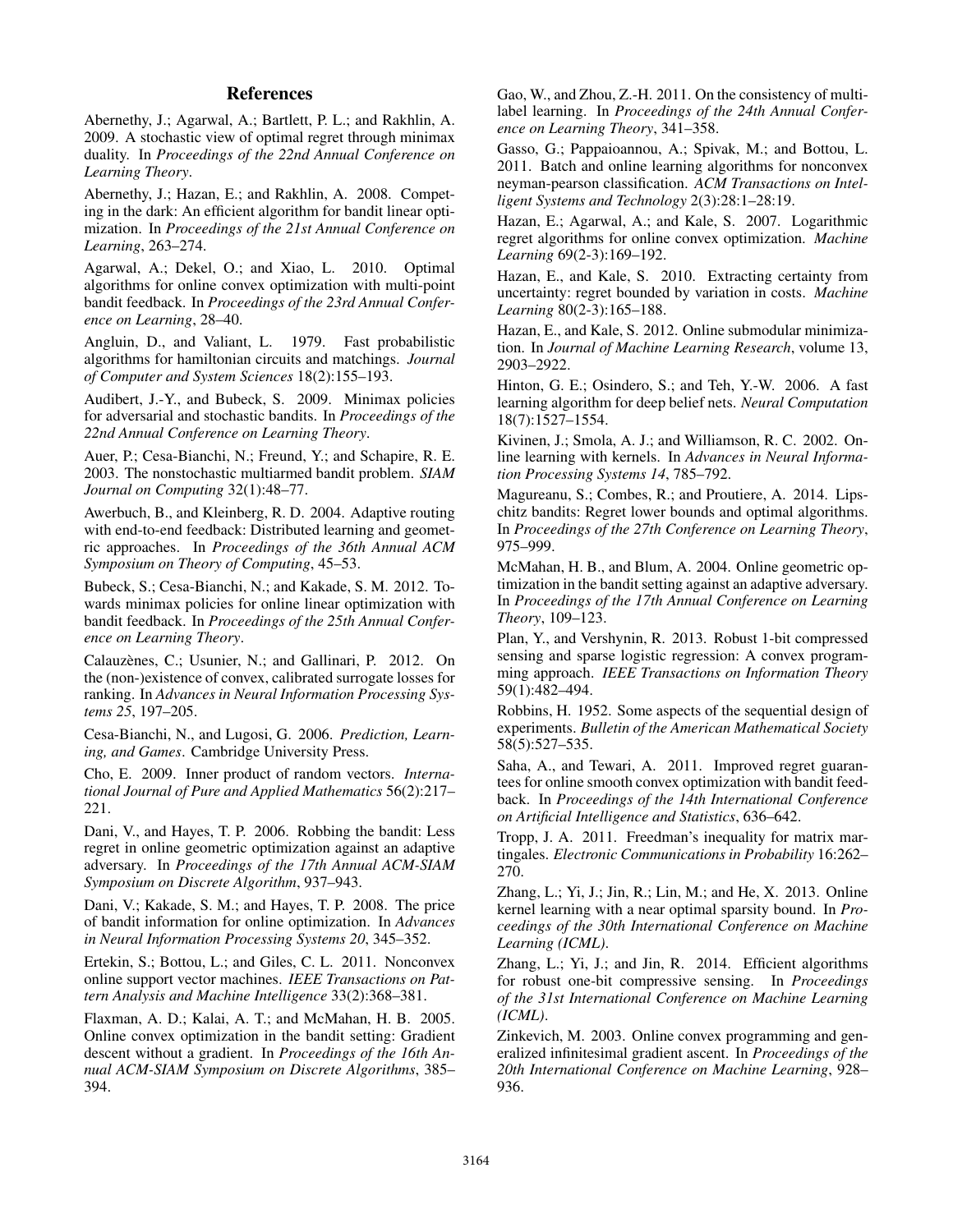## References

Abernethy, J.; Agarwal, A.; Bartlett, P. L.; and Rakhlin, A. 2009. A stochastic view of optimal regret through minimax duality. In *Proceedings of the 22nd Annual Conference on Learning Theory*.

Abernethy, J.; Hazan, E.; and Rakhlin, A. 2008. Competing in the dark: An efficient algorithm for bandit linear optimization. In *Proceedings of the 21st Annual Conference on Learning*, 263–274.

Agarwal, A.; Dekel, O.; and Xiao, L. 2010. Optimal algorithms for online convex optimization with multi-point bandit feedback. In *Proceedings of the 23rd Annual Conference on Learning*, 28–40.

Angluin, D., and Valiant, L. 1979. Fast probabilistic algorithms for hamiltonian circuits and matchings. *Journal of Computer and System Sciences* 18(2):155–193.

Audibert, J.-Y., and Bubeck, S. 2009. Minimax policies for adversarial and stochastic bandits. In *Proceedings of the 22nd Annual Conference on Learning Theory*.

Auer, P.; Cesa-Bianchi, N.; Freund, Y.; and Schapire, R. E. 2003. The nonstochastic multiarmed bandit problem. *SIAM Journal on Computing* 32(1):48–77.

Awerbuch, B., and Kleinberg, R. D. 2004. Adaptive routing with end-to-end feedback: Distributed learning and geometric approaches. In *Proceedings of the 36th Annual ACM Symposium on Theory of Computing*, 45–53.

Bubeck, S.; Cesa-Bianchi, N.; and Kakade, S. M. 2012. Towards minimax policies for online linear optimization with bandit feedback. In *Proceedings of the 25th Annual Conference on Learning Theory*.

Calauzènes, C.; Usunier, N.; and Gallinari, P. 2012. On the (non-)existence of convex, calibrated surrogate losses for ranking. In *Advances in Neural Information Processing Systems 25*, 197–205.

Cesa-Bianchi, N., and Lugosi, G. 2006. *Prediction, Learning, and Games*. Cambridge University Press.

Cho, E. 2009. Inner product of random vectors. *International Journal of Pure and Applied Mathematics* 56(2):217–221.

Dani, V., and Hayes, T. P. 2006. Robbing the bandit: Less regret in online geometric optimization against an adaptive adversary. In *Proceedings of the 17th Annual ACM-SIAM Symposium on Discrete Algorithm*, 937–943.

Dani, V.; Kakade, S. M.; and Hayes, T. P. 2008. The price of bandit information for online optimization. In *Advances in Neural Information Processing Systems 20*, 345–352.

Ertekin, S.; Bottou, L.; and Giles, C. L. 2011. Nonconvex online support vector machines. *IEEE Transactions on Pattern Analysis and Machine Intelligence* 33(2):368–381.

Flaxman, A. D.; Kalai, A. T.; and McMahan, H. B. 2005. Online convex optimization in the bandit setting: Gradient descent without a gradient. In *Proceedings of the 16th Annual ACM-SIAM Symposium on Discrete Algorithms*, 385–394.

Gao, W., and Zhou, Z.-H. 2011. On the consistency of multi-label learning. In *Proceedings of the 24th Annual Conference on Learning Theory*, 341–358.

Gasso, G.; Pappaioannou, A.; Spivak, M.; and Bottou, L. 2011. Batch and online learning algorithms for nonconvex neyman-pearson classification. *ACM Transactions on Intelligent Systems and Technology* 2(3):28:1–28:19.

Hazan, E.; Agarwal, A.; and Kale, S. 2007. Logarithmic regret algorithms for online convex optimization. *Machine Learning* 69(2-3):169–192.

Hazan, E., and Kale, S. 2010. Extracting certainty from uncertainty: regret bounded by variation in costs. *Machine Learning* 80(2-3):165–188.

Hazan, E., and Kale, S. 2012. Online submodular minimization. In *Journal of Machine Learning Research*, volume 13, 2903–2922.

Hinton, G. E.; Osindero, S.; and Teh, Y.-W. 2006. A fast learning algorithm for deep belief nets. *Neural Computation* 18(7):1527–1554.

Kivinen, J.; Smola, A. J.; and Williamson, R. C. 2002. Online learning with kernels. In *Advances in Neural Information Processing Systems 14*, 785–792.

Magureanu, S.; Combes, R.; and Proutiere, A. 2014. Lipschitz bandits: Regret lower bounds and optimal algorithms. In *Proceedings of the 27th Conference on Learning Theory*, 975–999.

McMahan, H. B., and Blum, A. 2004. Online geometric optimization in the bandit setting against an adaptive adversary. In *Proceedings of the 17th Annual Conference on Learning Theory*, 109–123.

Plan, Y., and Vershynin, R. 2013. Robust 1-bit compressed sensing and sparse logistic regression: A convex programming approach. *IEEE Transactions on Information Theory* 59(1):482–494.

Robbins, H. 1952. Some aspects of the sequential design of experiments. *Bulletin of the American Mathematical Society* 58(5):527–535.

Saha, A., and Tewari, A. 2011. Improved regret guarantees for online smooth convex optimization with bandit feedback. In *Proceedings of the 14th International Conference on Artificial Intelligence and Statistics*, 636–642.

Tropp, J. A. 2011. Freedman's inequality for matrix martingales. *Electronic Communications in Probability* 16:262–270.

Zhang, L.; Yi, J.; Jin, R.; Lin, M.; and He, X. 2013. Online kernel learning with a near optimal sparsity bound. In *Proceedings of the 30th International Conference on Machine Learning (ICML)*.

Zhang, L.; Yi, J.; and Jin, R. 2014. Efficient algorithms for robust one-bit compressive sensing. In *Proceedings of the 31st International Conference on Machine Learning (ICML)*.

Zinkevich, M. 2003. Online convex programming and generalized infinitesimal gradient ascent. In *Proceedings of the 20th International Conference on Machine Learning*, 928–936.